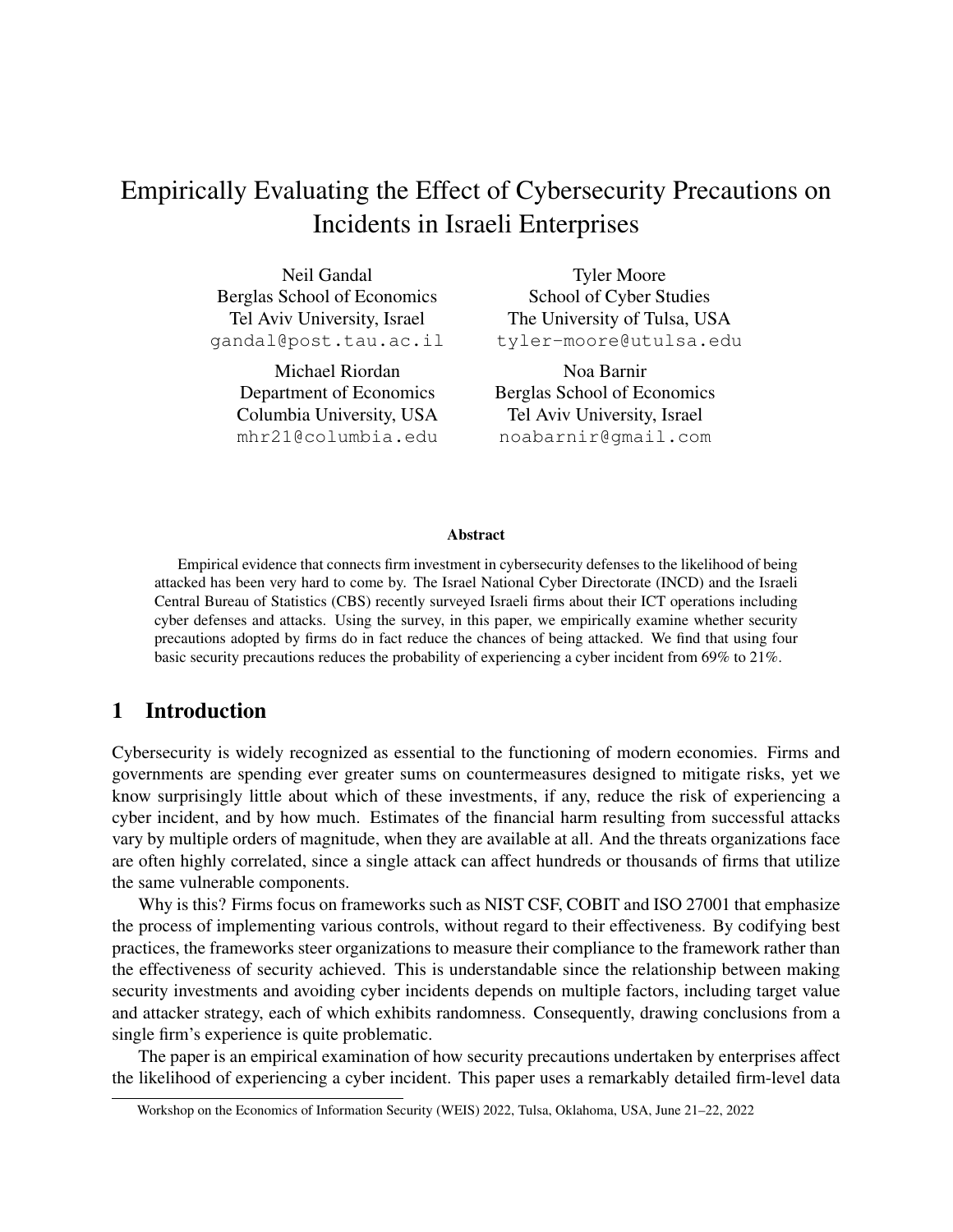# Empirically Evaluating the Effect of Cybersecurity Precautions on Incidents in Israeli Enterprises

Neil Gandal
Berglas School of Economics
Tel Aviv University, Israel
gandal@post.tau.ac.il

Tyler Moore
School of Cyber Studies
The University of Tulsa, USA
tyler-moore@utulsa.edu

Michael Riordan
Department of Economics
Columbia University, USA
mhr21@columbia.edu

Noa Barnir
Berglas School of Economics
Tel Aviv University, Israel
noabarnir@gmail.com

**Abstract**

Empirical evidence that connects firm investment in cybersecurity defenses to the likelihood of being attacked has been very hard to come by. The Israel National Cyber Directorate (INCD) and the Israeli Central Bureau of Statistics (CBS) recently surveyed Israeli firms about their ICT operations including cyber defenses and attacks. Using the survey, in this paper, we empirically examine whether security precautions adopted by firms do in fact reduce the chances of being attacked. We find that using four basic security precautions reduces the probability of experiencing a cyber incident from 69% to 21%.

## 1 Introduction

Cybersecurity is widely recognized as essential to the functioning of modern economies. Firms and governments are spending ever greater sums on countermeasures designed to mitigate risks, yet we know surprisingly little about which of these investments, if any, reduce the risk of experiencing a cyber incident, and by how much. Estimates of the financial harm resulting from successful attacks vary by multiple orders of magnitude, when they are available at all. And the threats organizations face are often highly correlated, since a single attack can affect hundreds or thousands of firms that utilize the same vulnerable components.

Why is this? Firms focus on frameworks such as NIST CSF, COBIT and ISO 27001 that emphasize the process of implementing various controls, without regard to their effectiveness. By codifying best practices, the frameworks steer organizations to measure their compliance to the framework rather than the effectiveness of security achieved. This is understandable since the relationship between making security investments and avoiding cyber incidents depends on multiple factors, including target value and attacker strategy, each of which exhibits randomness. Consequently, drawing conclusions from a single firm's experience is quite problematic.

The paper is an empirical examination of how security precautions undertaken by enterprises affect the likelihood of experiencing a cyber incident. This paper uses a remarkably detailed firm-level data

Workshop on the Economics of Information Security (WEIS) 2022, Tulsa, Oklahoma, USA, June 21–22, 2022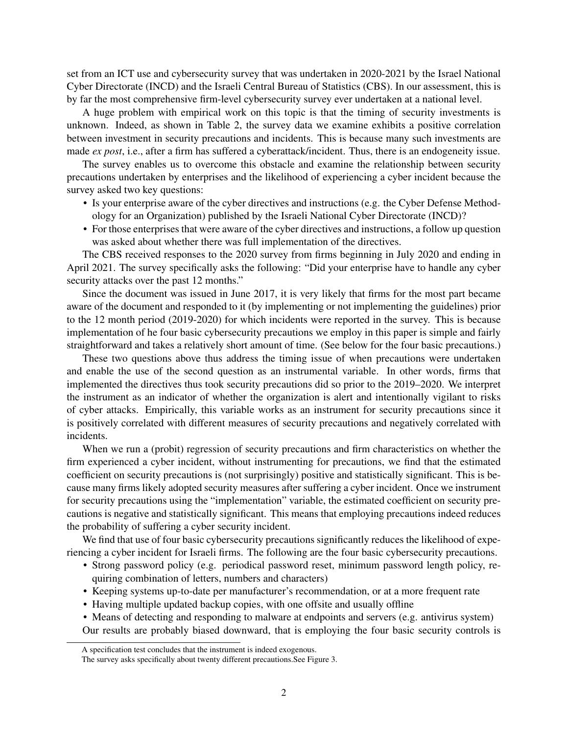set from an ICT use and cybersecurity survey that was undertaken in 2020-2021 by the Israel National Cyber Directorate (INCD) and the Israeli Central Bureau of Statistics (CBS). In our assessment, this is by far the most comprehensive firm-level cybersecurity survey ever undertaken at a national level.

A huge problem with empirical work on this topic is that the timing of security investments is unknown. Indeed, as shown in Table 2, the survey data we examine exhibits a positive correlation between investment in security precautions and incidents. This is because many such investments are made *ex post*, i.e., after a firm has suffered a cyberattack/incident. Thus, there is an endogeneity issue.

The survey enables us to overcome this obstacle and examine the relationship between security precautions undertaken by enterprises and the likelihood of experiencing a cyber incident because the survey asked two key questions:

- Is your enterprise aware of the cyber directives and instructions (e.g. the Cyber Defense Methodology for an Organization) published by the Israeli National Cyber Directorate (INCD)?
- For those enterprises that were aware of the cyber directives and instructions, a follow up question was asked about whether there was full implementation of the directives.

The CBS received responses to the 2020 survey from firms beginning in July 2020 and ending in April 2021. The survey specifically asks the following: "Did your enterprise have to handle any cyber security attacks over the past 12 months."

Since the document was issued in June 2017, it is very likely that firms for the most part became aware of the document and responded to it (by implementing or not implementing the guidelines) prior to the 12 month period (2019-2020) for which incidents were reported in the survey. This is because implementation of he four basic cybersecurity precautions we employ in this paper is simple and fairly straightforward and takes a relatively short amount of time. (See below for the four basic precautions.)

These two questions above thus address the timing issue of when precautions were undertaken and enable the use of the second question as an instrumental variable. In other words, firms that implemented the directives thus took security precautions did so prior to the 2019–2020. We interpret the instrument as an indicator of whether the organization is alert and intentionally vigilant to risks of cyber attacks. Empirically, this variable works as an instrument for security precautions since it is positively correlated with different measures of security precautions and negatively correlated with incidents.

When we run a (probit) regression of security precautions and firm characteristics on whether the firm experienced a cyber incident, without instrumenting for precautions, we find that the estimated coefficient on security precautions is (not surprisingly) positive and statistically significant. This is because many firms likely adopted security measures after suffering a cyber incident. Once we instrument for security precautions using the "implementation" variable, the estimated coefficient on security precautions is negative and statistically significant. This means that employing precautions indeed reduces the probability of suffering a cyber security incident.

We find that use of four basic cybersecurity precautions significantly reduces the likelihood of experiencing a cyber incident for Israeli firms. The following are the four basic cybersecurity precautions.

- Strong password policy (e.g. periodical password reset, minimum password length policy, requiring combination of letters, numbers and characters)
- Keeping systems up-to-date per manufacturer's recommendation, or at a more frequent rate
- Having multiple updated backup copies, with one offsite and usually offline
- Means of detecting and responding to malware at endpoints and servers (e.g. antivirus system)

Our results are probably biased downward, that is employing the four basic security controls is

A specification test concludes that the instrument is indeed exogenous.

The survey asks specifically about twenty different precautions.See Figure 3.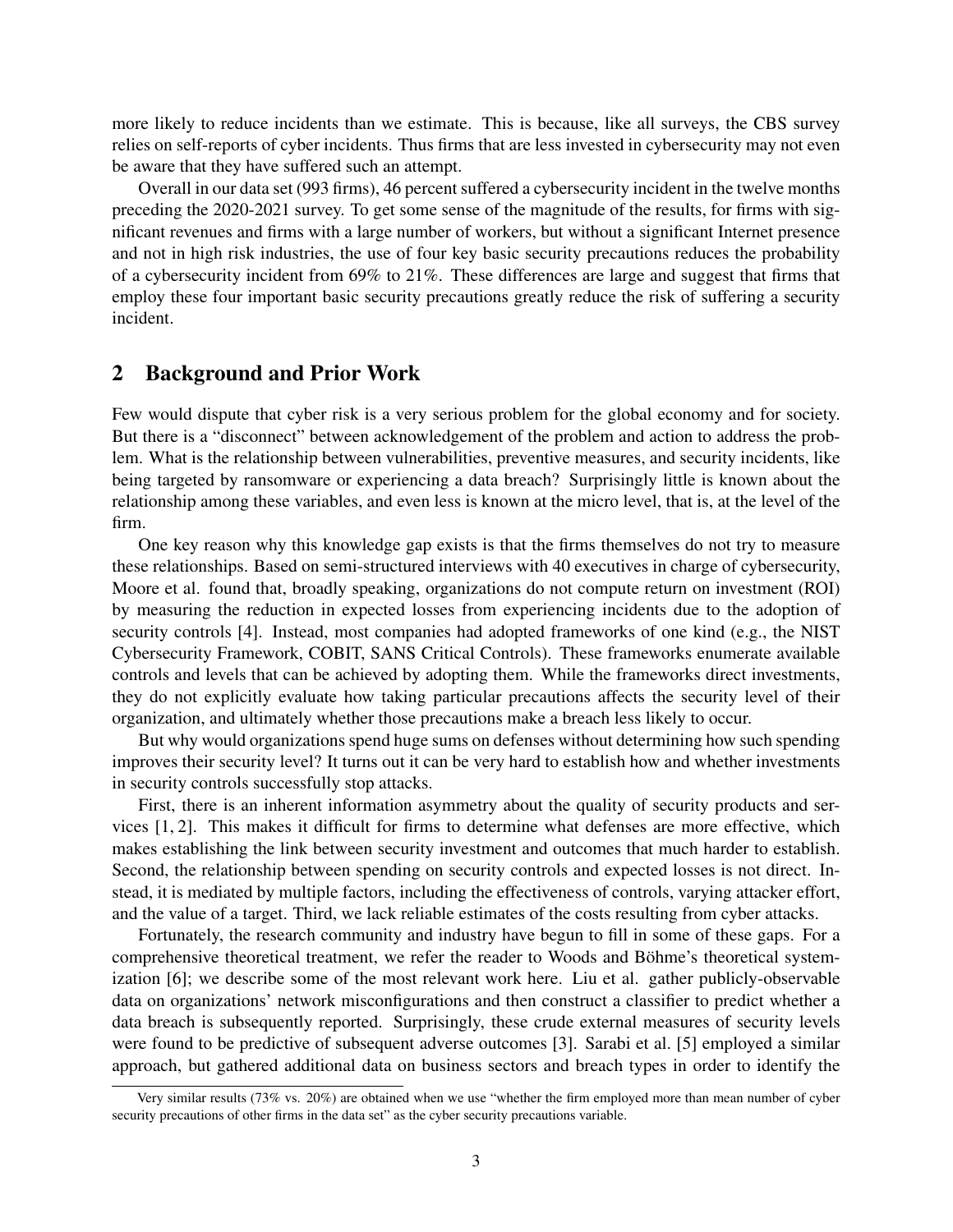more likely to reduce incidents than we estimate. This is because, like all surveys, the CBS survey relies on self-reports of cyber incidents. Thus firms that are less invested in cybersecurity may not even be aware that they have suffered such an attempt.

Overall in our data set (993 firms), 46 percent suffered a cybersecurity incident in the twelve months preceding the 2020-2021 survey. To get some sense of the magnitude of the results, for firms with significant revenues and firms with a large number of workers, but without a significant Internet presence and not in high risk industries, the use of four key basic security precautions reduces the probability of a cybersecurity incident from 69% to 21%. These differences are large and suggest that firms that employ these four important basic security precautions greatly reduce the risk of suffering a security incident.

## 2 Background and Prior Work

Few would dispute that cyber risk is a very serious problem for the global economy and for society. But there is a "disconnect" between acknowledgement of the problem and action to address the problem. What is the relationship between vulnerabilities, preventive measures, and security incidents, like being targeted by ransomware or experiencing a data breach? Surprisingly little is known about the relationship among these variables, and even less is known at the micro level, that is, at the level of the firm.

One key reason why this knowledge gap exists is that the firms themselves do not try to measure these relationships. Based on semi-structured interviews with 40 executives in charge of cybersecurity, Moore et al. found that, broadly speaking, organizations do not compute return on investment (ROI) by measuring the reduction in expected losses from experiencing incidents due to the adoption of security controls [4]. Instead, most companies had adopted frameworks of one kind (e.g., the NIST Cybersecurity Framework, COBIT, SANS Critical Controls). These frameworks enumerate available controls and levels that can be achieved by adopting them. While the frameworks direct investments, they do not explicitly evaluate how taking particular precautions affects the security level of their organization, and ultimately whether those precautions make a breach less likely to occur.

But why would organizations spend huge sums on defenses without determining how such spending improves their security level? It turns out it can be very hard to establish how and whether investments in security controls successfully stop attacks.

First, there is an inherent information asymmetry about the quality of security products and services [1, 2]. This makes it difficult for firms to determine what defenses are more effective, which makes establishing the link between security investment and outcomes that much harder to establish. Second, the relationship between spending on security controls and expected losses is not direct. Instead, it is mediated by multiple factors, including the effectiveness of controls, varying attacker effort, and the value of a target. Third, we lack reliable estimates of the costs resulting from cyber attacks.

Fortunately, the research community and industry have begun to fill in some of these gaps. For a comprehensive theoretical treatment, we refer the reader to Woods and Böhme's theoretical systemization [6]; we describe some of the most relevant work here. Liu et al. gather publicly-observable data on organizations' network misconfigurations and then construct a classifier to predict whether a data breach is subsequently reported. Surprisingly, these crude external measures of security levels were found to be predictive of subsequent adverse outcomes [3]. Sarabi et al. [5] employed a similar approach, but gathered additional data on business sectors and breach types in order to identify the

Very similar results (73% vs. 20%) are obtained when we use "whether the firm employed more than mean number of cyber security precautions of other firms in the data set" as the cyber security precautions variable.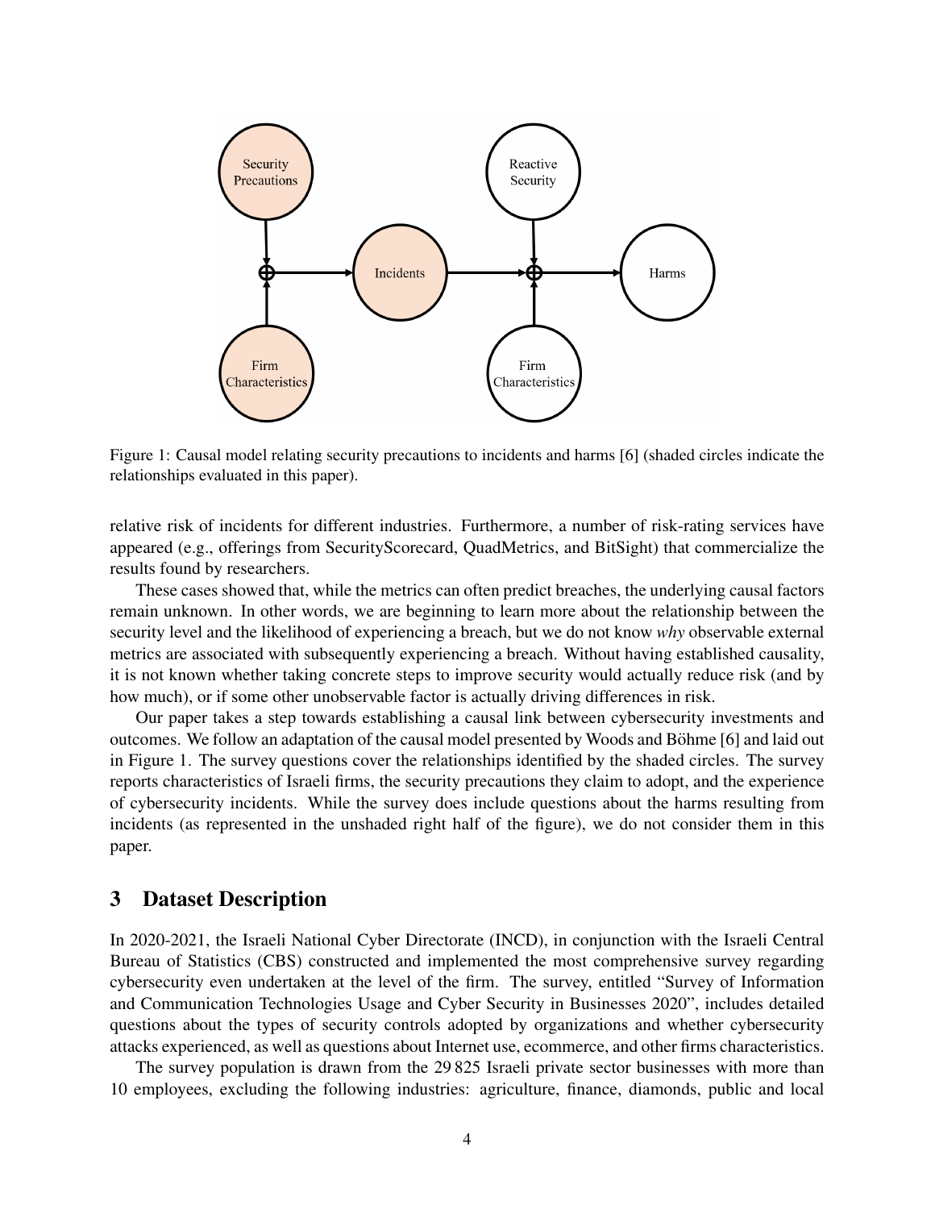Figure 1: Causal model relating security precautions to incidents and harms [6] (shaded circles indicate the relationships evaluated in this paper).

relative risk of incidents for different industries. Furthermore, a number of risk-rating services have appeared (e.g., offerings from SecurityScorecard, QuadMetrics, and BitSight) that commercialize the results found by researchers.

These cases showed that, while the metrics can often predict breaches, the underlying causal factors remain unknown. In other words, we are beginning to learn more about the relationship between the security level and the likelihood of experiencing a breach, but we do not know *why* observable external metrics are associated with subsequently experiencing a breach. Without having established causality, it is not known whether taking concrete steps to improve security would actually reduce risk (and by how much), or if some other unobservable factor is actually driving differences in risk.

Our paper takes a step towards establishing a causal link between cybersecurity investments and outcomes. We follow an adaptation of the causal model presented by Woods and Böhme [6] and laid out in Figure 1. The survey questions cover the relationships identified by the shaded circles. The survey reports characteristics of Israeli firms, the security precautions they claim to adopt, and the experience of cybersecurity incidents. While the survey does include questions about the harms resulting from incidents (as represented in the unshaded right half of the figure), we do not consider them in this paper.

## 3 Dataset Description

In 2020-2021, the Israeli National Cyber Directorate (INCD), in conjunction with the Israeli Central Bureau of Statistics (CBS) constructed and implemented the most comprehensive survey regarding cybersecurity even undertaken at the level of the firm. The survey, entitled "Survey of Information and Communication Technologies Usage and Cyber Security in Businesses 2020", includes detailed questions about the types of security controls adopted by organizations and whether cybersecurity attacks experienced, as well as questions about Internet use, ecommerce, and other firms characteristics.

The survey population is drawn from the 29 825 Israeli private sector businesses with more than 10 employees, excluding the following industries: agriculture, finance, diamonds, public and local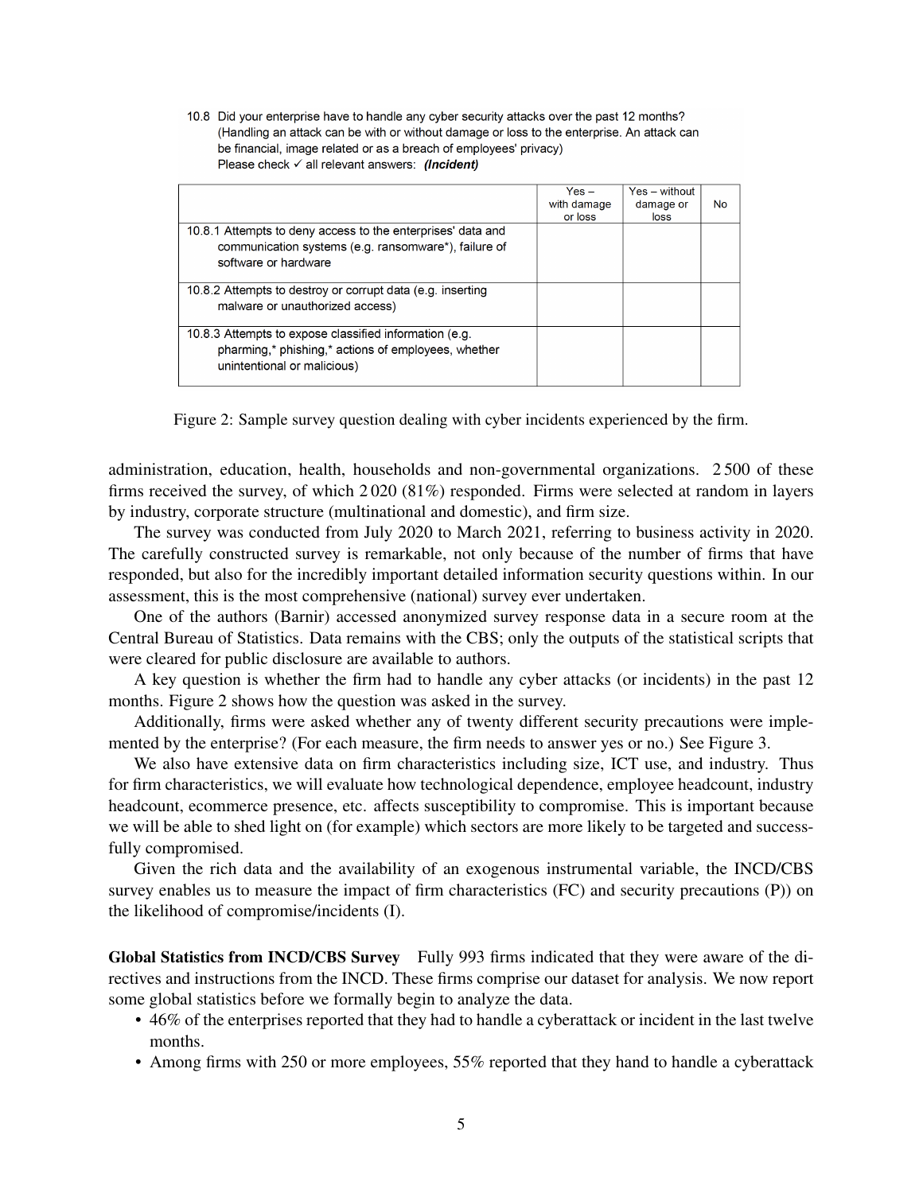10.8 Did your enterprise have to handle any cyber security attacks over the past 12 months? (Handling an attack can be with or without damage or loss to the enterprise. An attack can be financial, image related or as a breach of employees' privacy)
Please check ✓ all relevant answers: ***(Incident)***

| | Yes – with damage or loss | Yes – without damage or loss | No |
|---|---|---|---|
| 10.8.1 Attempts to deny access to the enterprises' data and communication systems (e.g. ransomware*), failure of software or hardware | | | |
| 10.8.2 Attempts to destroy or corrupt data (e.g. inserting malware or unauthorized access) | | | |
| 10.8.3 Attempts to expose classified information (e.g. pharming,* phishing,* actions of employees, whether unintentional or malicious) | | | |

Figure 2: Sample survey question dealing with cyber incidents experienced by the firm.

administration, education, health, households and non-governmental organizations. 2 500 of these firms received the survey, of which 2 020 (81%) responded. Firms were selected at random in layers by industry, corporate structure (multinational and domestic), and firm size.

The survey was conducted from July 2020 to March 2021, referring to business activity in 2020. The carefully constructed survey is remarkable, not only because of the number of firms that have responded, but also for the incredibly important detailed information security questions within. In our assessment, this is the most comprehensive (national) survey ever undertaken.

One of the authors (Barnir) accessed anonymized survey response data in a secure room at the Central Bureau of Statistics. Data remains with the CBS; only the outputs of the statistical scripts that were cleared for public disclosure are available to authors.

A key question is whether the firm had to handle any cyber attacks (or incidents) in the past 12 months. Figure 2 shows how the question was asked in the survey.

Additionally, firms were asked whether any of twenty different security precautions were implemented by the enterprise? (For each measure, the firm needs to answer yes or no.) See Figure 3.

We also have extensive data on firm characteristics including size, ICT use, and industry. Thus for firm characteristics, we will evaluate how technological dependence, employee headcount, industry headcount, ecommerce presence, etc. affects susceptibility to compromise. This is important because we will be able to shed light on (for example) which sectors are more likely to be targeted and successfully compromised.

Given the rich data and the availability of an exogenous instrumental variable, the INCD/CBS survey enables us to measure the impact of firm characteristics (FC) and security precautions (P)) on the likelihood of compromise/incidents (I).

**Global Statistics from INCD/CBS Survey** Fully 993 firms indicated that they were aware of the directives and instructions from the INCD. These firms comprise our dataset for analysis. We now report some global statistics before we formally begin to analyze the data.

- 46% of the enterprises reported that they had to handle a cyberattack or incident in the last twelve months.
- Among firms with 250 or more employees, 55% reported that they hand to handle a cyberattack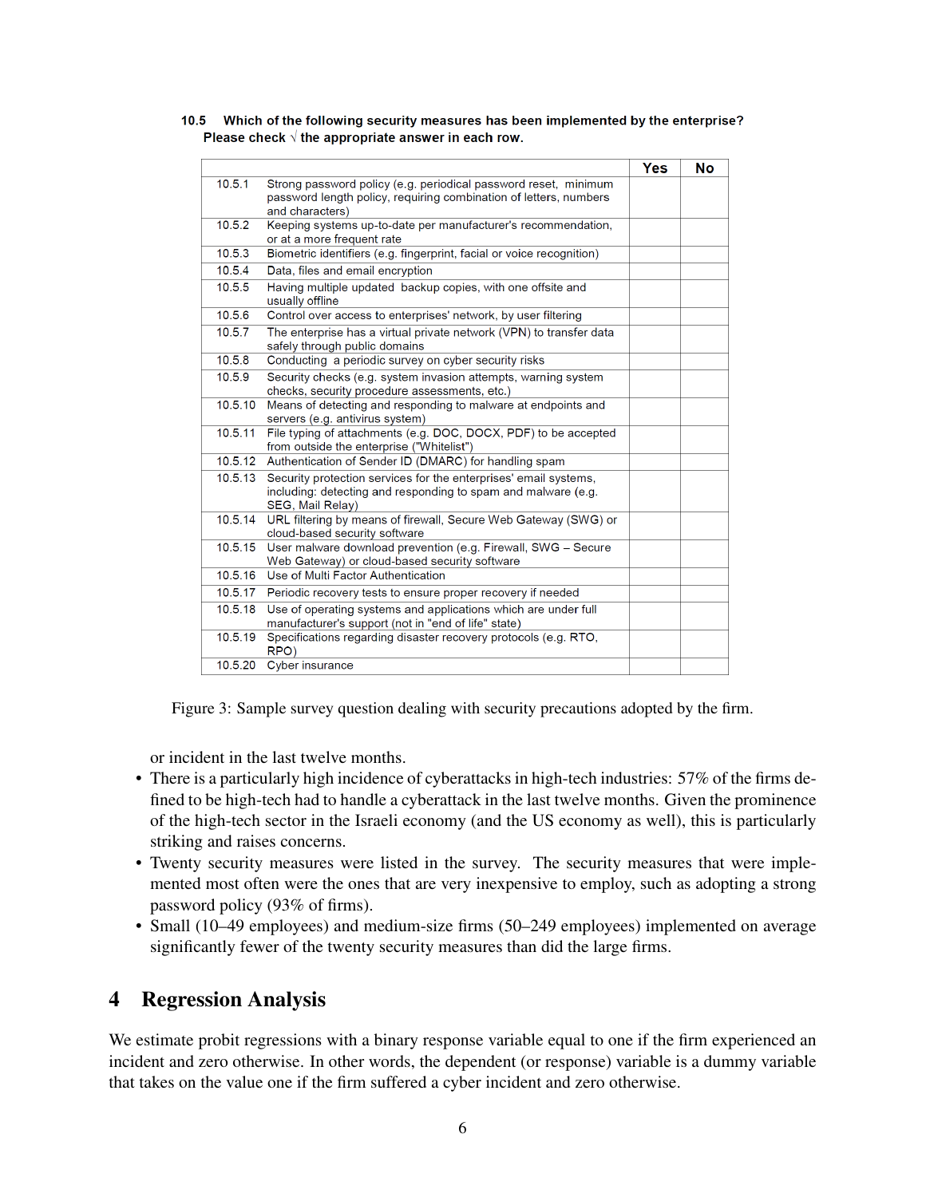**10.5 Which of the following security measures has been implemented by the enterprise? Please check √ the appropriate answer in each row.**

| | | Yes | No |
|---|---|---|---|
| 10.5.1 | Strong password policy (e.g. periodical password reset, minimum password length policy, requiring combination of letters, numbers and characters) | | |
| 10.5.2 | Keeping systems up-to-date per manufacturer's recommendation, or at a more frequent rate | | |
| 10.5.3 | Biometric identifiers (e.g. fingerprint, facial or voice recognition) | | |
| 10.5.4 | Data, files and email encryption | | |
| 10.5.5 | Having multiple updated backup copies, with one offsite and usually offline | | |
| 10.5.6 | Control over access to enterprises' network, by user filtering | | |
| 10.5.7 | The enterprise has a virtual private network (VPN) to transfer data safely through public domains | | |
| 10.5.8 | Conducting a periodic survey on cyber security risks | | |
| 10.5.9 | Security checks (e.g. system invasion attempts, warning system checks, security procedure assessments, etc.) | | |
| 10.5.10 | Means of detecting and responding to malware at endpoints and servers (e.g. antivirus system) | | |
| 10.5.11 | File typing of attachments (e.g. DOC, DOCX, PDF) to be accepted from outside the enterprise ("Whitelist") | | |
| 10.5.12 | Authentication of Sender ID (DMARC) for handling spam | | |
| 10.5.13 | Security protection services for the enterprises' email systems, including: detecting and responding to spam and malware (e.g. SEG, Mail Relay) | | |
| 10.5.14 | URL filtering by means of firewall, Secure Web Gateway (SWG) or cloud-based security software | | |
| 10.5.15 | User malware download prevention (e.g. Firewall, SWG – Secure Web Gateway) or cloud-based security software | | |
| 10.5.16 | Use of Multi Factor Authentication | | |
| 10.5.17 | Periodic recovery tests to ensure proper recovery if needed | | |
| 10.5.18 | Use of operating systems and applications which are under full manufacturer's support (not in "end of life" state) | | |
| 10.5.19 | Specifications regarding disaster recovery protocols (e.g. RTO, RPO) | | |
| 10.5.20 | Cyber insurance | | |

Figure 3: Sample survey question dealing with security precautions adopted by the firm.

or incident in the last twelve months.

- There is a particularly high incidence of cyberattacks in high-tech industries: 57% of the firms defined to be high-tech had to handle a cyberattack in the last twelve months. Given the prominence of the high-tech sector in the Israeli economy (and the US economy as well), this is particularly striking and raises concerns.
- Twenty security measures were listed in the survey. The security measures that were implemented most often were the ones that are very inexpensive to employ, such as adopting a strong password policy (93% of firms).
- Small (10–49 employees) and medium-size firms (50–249 employees) implemented on average significantly fewer of the twenty security measures than did the large firms.

# 4 Regression Analysis

We estimate probit regressions with a binary response variable equal to one if the firm experienced an incident and zero otherwise. In other words, the dependent (or response) variable is a dummy variable that takes on the value one if the firm suffered a cyber incident and zero otherwise.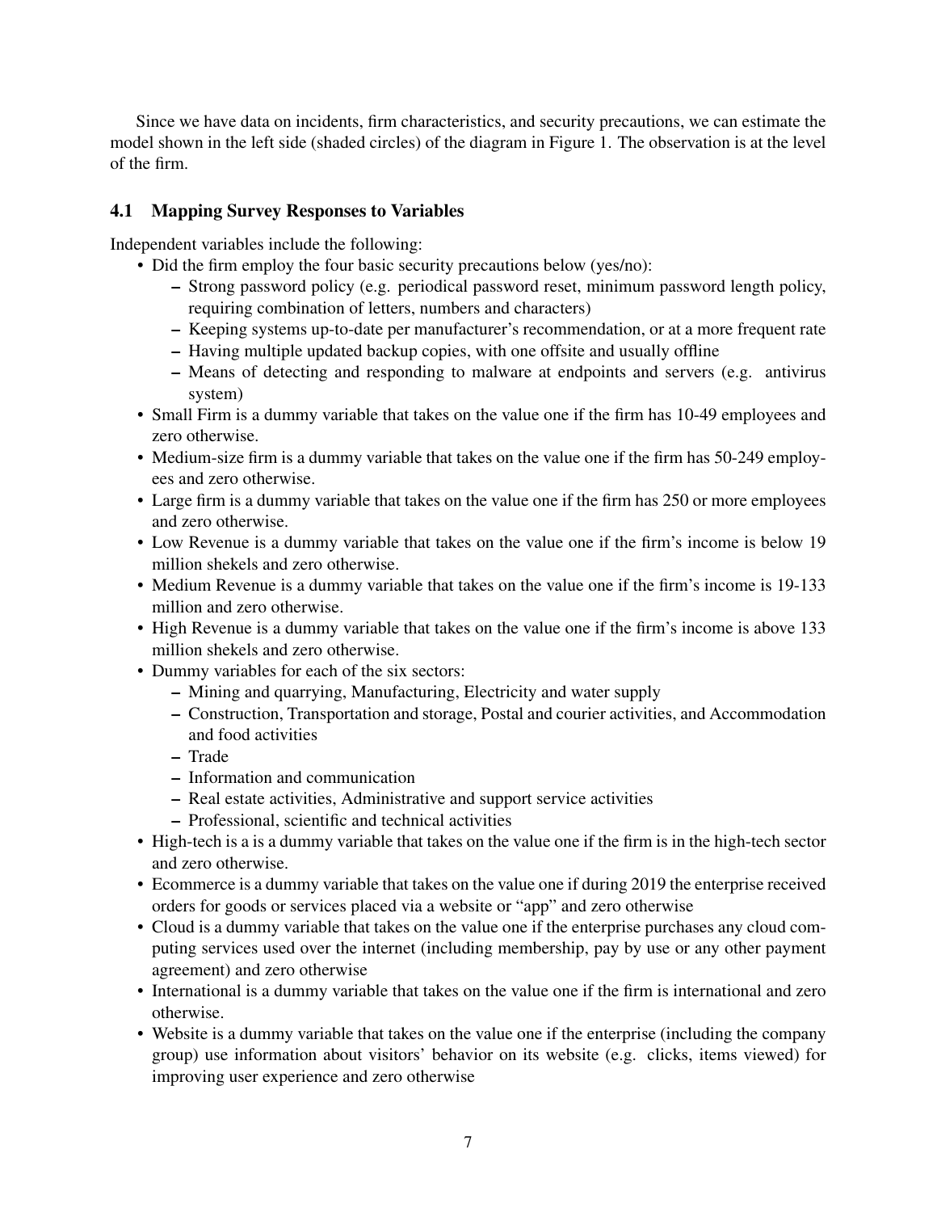Since we have data on incidents, firm characteristics, and security precautions, we can estimate the model shown in the left side (shaded circles) of the diagram in Figure 1. The observation is at the level of the firm.

### 4.1 Mapping Survey Responses to Variables

Independent variables include the following:

- Did the firm employ the four basic security precautions below (yes/no):
  - Strong password policy (e.g. periodical password reset, minimum password length policy, requiring combination of letters, numbers and characters)
  - Keeping systems up-to-date per manufacturer's recommendation, or at a more frequent rate
  - Having multiple updated backup copies, with one offsite and usually offline
  - Means of detecting and responding to malware at endpoints and servers (e.g. antivirus system)
- Small Firm is a dummy variable that takes on the value one if the firm has 10-49 employees and zero otherwise.
- Medium-size firm is a dummy variable that takes on the value one if the firm has 50-249 employees and zero otherwise.
- Large firm is a dummy variable that takes on the value one if the firm has 250 or more employees and zero otherwise.
- Low Revenue is a dummy variable that takes on the value one if the firm's income is below 19 million shekels and zero otherwise.
- Medium Revenue is a dummy variable that takes on the value one if the firm's income is 19-133 million and zero otherwise.
- High Revenue is a dummy variable that takes on the value one if the firm's income is above 133 million shekels and zero otherwise.
- Dummy variables for each of the six sectors:
  - Mining and quarrying, Manufacturing, Electricity and water supply
  - Construction, Transportation and storage, Postal and courier activities, and Accommodation and food activities
  - Trade
  - Information and communication
  - Real estate activities, Administrative and support service activities
  - Professional, scientific and technical activities
- High-tech is a is a dummy variable that takes on the value one if the firm is in the high-tech sector and zero otherwise.
- Ecommerce is a dummy variable that takes on the value one if during 2019 the enterprise received orders for goods or services placed via a website or "app" and zero otherwise
- Cloud is a dummy variable that takes on the value one if the enterprise purchases any cloud computing services used over the internet (including membership, pay by use or any other payment agreement) and zero otherwise
- International is a dummy variable that takes on the value one if the firm is international and zero otherwise.
- Website is a dummy variable that takes on the value one if the enterprise (including the company group) use information about visitors' behavior on its website (e.g. clicks, items viewed) for improving user experience and zero otherwise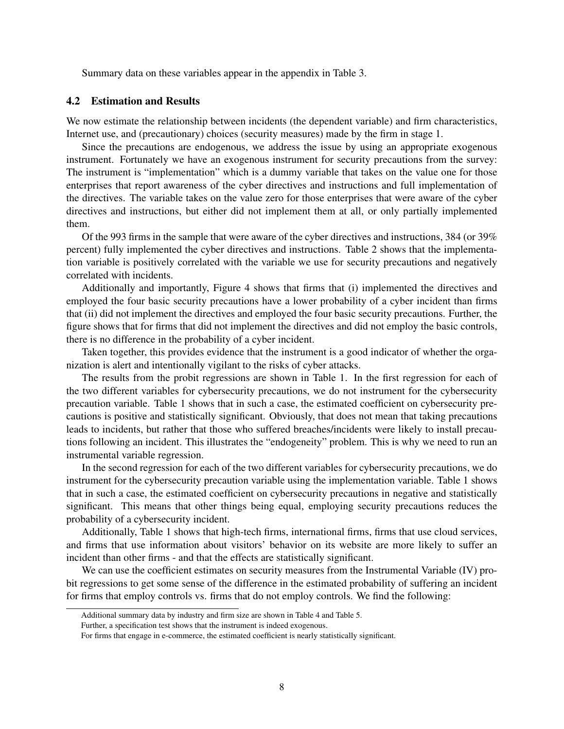Summary data on these variables appear in the appendix in Table 3.

### 4.2 Estimation and Results

We now estimate the relationship between incidents (the dependent variable) and firm characteristics, Internet use, and (precautionary) choices (security measures) made by the firm in stage 1.

Since the precautions are endogenous, we address the issue by using an appropriate exogenous instrument. Fortunately we have an exogenous instrument for security precautions from the survey: The instrument is "implementation" which is a dummy variable that takes on the value one for those enterprises that report awareness of the cyber directives and instructions and full implementation of the directives. The variable takes on the value zero for those enterprises that were aware of the cyber directives and instructions, but either did not implement them at all, or only partially implemented them.

Of the 993 firms in the sample that were aware of the cyber directives and instructions, 384 (or 39% percent) fully implemented the cyber directives and instructions. Table 2 shows that the implementation variable is positively correlated with the variable we use for security precautions and negatively correlated with incidents.

Additionally and importantly, Figure 4 shows that firms that (i) implemented the directives and employed the four basic security precautions have a lower probability of a cyber incident than firms that (ii) did not implement the directives and employed the four basic security precautions. Further, the figure shows that for firms that did not implement the directives and did not employ the basic controls, there is no difference in the probability of a cyber incident.

Taken together, this provides evidence that the instrument is a good indicator of whether the organization is alert and intentionally vigilant to the risks of cyber attacks.

The results from the probit regressions are shown in Table 1. In the first regression for each of the two different variables for cybersecurity precautions, we do not instrument for the cybersecurity precaution variable. Table 1 shows that in such a case, the estimated coefficient on cybersecurity precautions is positive and statistically significant. Obviously, that does not mean that taking precautions leads to incidents, but rather that those who suffered breaches/incidents were likely to install precautions following an incident. This illustrates the "endogeneity" problem. This is why we need to run an instrumental variable regression.

In the second regression for each of the two different variables for cybersecurity precautions, we do instrument for the cybersecurity precaution variable using the implementation variable. Table 1 shows that in such a case, the estimated coefficient on cybersecurity precautions in negative and statistically significant. This means that other things being equal, employing security precautions reduces the probability of a cybersecurity incident.

Additionally, Table 1 shows that high-tech firms, international firms, firms that use cloud services, and firms that use information about visitors' behavior on its website are more likely to suffer an incident than other firms - and that the effects are statistically significant.

We can use the coefficient estimates on security measures from the Instrumental Variable (IV) probit regressions to get some sense of the difference in the estimated probability of suffering an incident for firms that employ controls vs. firms that do not employ controls. We find the following:

---

Additional summary data by industry and firm size are shown in Table 4 and Table 5.

Further, a specification test shows that the instrument is indeed exogenous.

For firms that engage in e-commerce, the estimated coefficient is nearly statistically significant.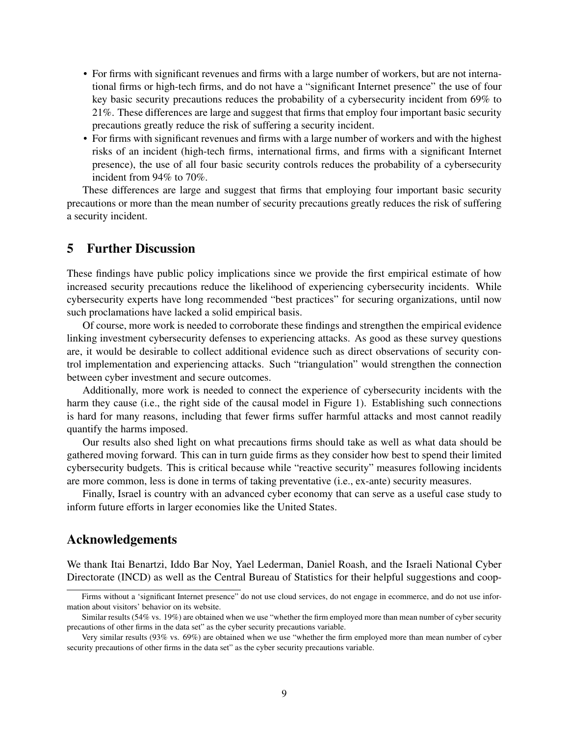- For firms with significant revenues and firms with a large number of workers, but are not international firms or high-tech firms, and do not have a "significant Internet presence" the use of four key basic security precautions reduces the probability of a cybersecurity incident from 69% to 21%. These differences are large and suggest that firms that employ four important basic security precautions greatly reduce the risk of suffering a security incident.
- For firms with significant revenues and firms with a large number of workers and with the highest risks of an incident (high-tech firms, international firms, and firms with a significant Internet presence), the use of all four basic security controls reduces the probability of a cybersecurity incident from 94% to 70%.

These differences are large and suggest that firms that employing four important basic security precautions or more than the mean number of security precautions greatly reduces the risk of suffering a security incident.

## 5 Further Discussion

These findings have public policy implications since we provide the first empirical estimate of how increased security precautions reduce the likelihood of experiencing cybersecurity incidents. While cybersecurity experts have long recommended "best practices" for securing organizations, until now such proclamations have lacked a solid empirical basis.

Of course, more work is needed to corroborate these findings and strengthen the empirical evidence linking investment cybersecurity defenses to experiencing attacks. As good as these survey questions are, it would be desirable to collect additional evidence such as direct observations of security control implementation and experiencing attacks. Such "triangulation" would strengthen the connection between cyber investment and secure outcomes.

Additionally, more work is needed to connect the experience of cybersecurity incidents with the harm they cause (i.e., the right side of the causal model in Figure 1). Establishing such connections is hard for many reasons, including that fewer firms suffer harmful attacks and most cannot readily quantify the harms imposed.

Our results also shed light on what precautions firms should take as well as what data should be gathered moving forward. This can in turn guide firms as they consider how best to spend their limited cybersecurity budgets. This is critical because while "reactive security" measures following incidents are more common, less is done in terms of taking preventative (i.e., ex-ante) security measures.

Finally, Israel is country with an advanced cyber economy that can serve as a useful case study to inform future efforts in larger economies like the United States.

## Acknowledgements

We thank Itai Benartzi, Iddo Bar Noy, Yael Lederman, Daniel Roash, and the Israeli National Cyber Directorate (INCD) as well as the Central Bureau of Statistics for their helpful suggestions and coop-

---

Firms without a 'significant Internet presence" do not use cloud services, do not engage in ecommerce, and do not use information about visitors' behavior on its website.

Similar results (54% vs. 19%) are obtained when we use "whether the firm employed more than mean number of cyber security precautions of other firms in the data set" as the cyber security precautions variable.

Very similar results (93% vs. 69%) are obtained when we use "whether the firm employed more than mean number of cyber security precautions of other firms in the data set" as the cyber security precautions variable.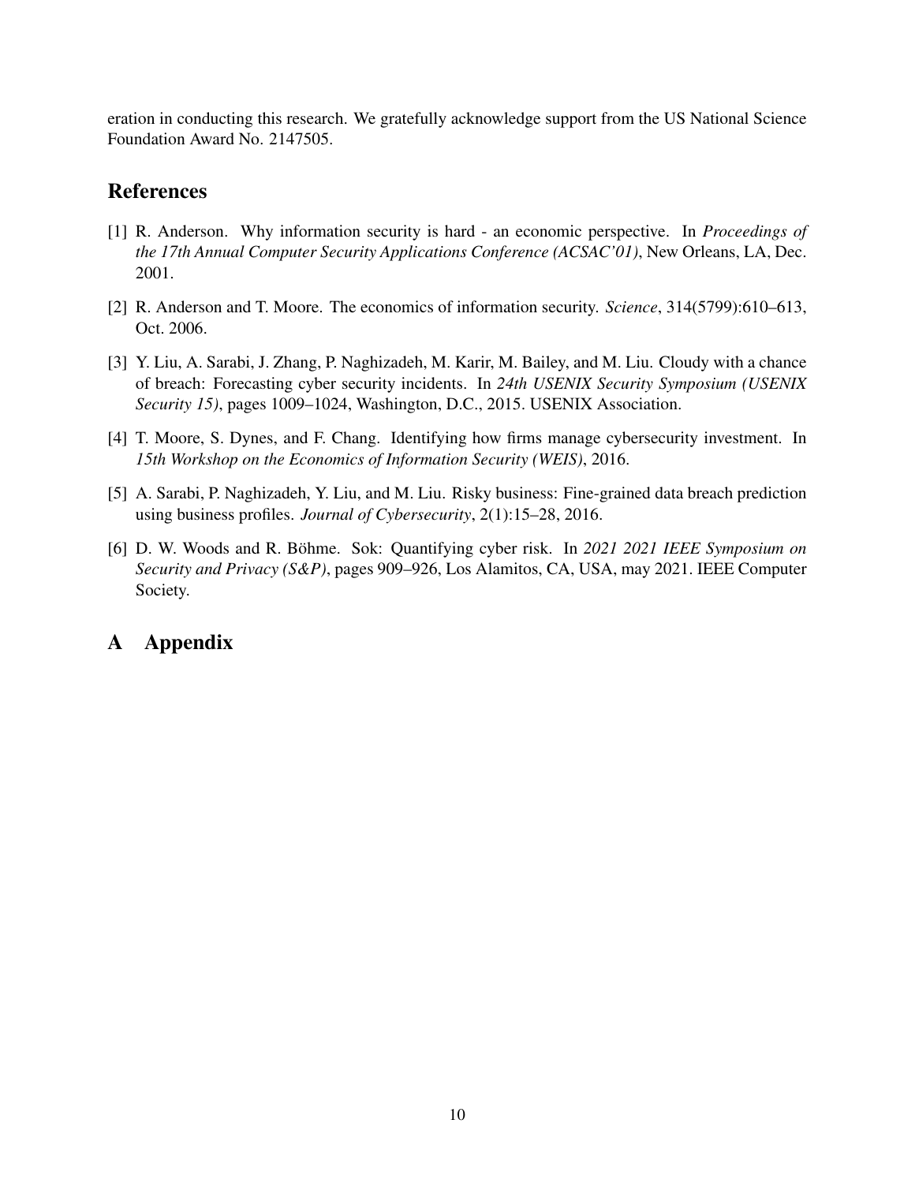eration in conducting this research. We gratefully acknowledge support from the US National Science Foundation Award No. 2147505.

## References

[1] R. Anderson. Why information security is hard - an economic perspective. In *Proceedings of the 17th Annual Computer Security Applications Conference (ACSAC'01)*, New Orleans, LA, Dec. 2001.

[2] R. Anderson and T. Moore. The economics of information security. *Science*, 314(5799):610–613, Oct. 2006.

[3] Y. Liu, A. Sarabi, J. Zhang, P. Naghizadeh, M. Karir, M. Bailey, and M. Liu. Cloudy with a chance of breach: Forecasting cyber security incidents. In *24th USENIX Security Symposium (USENIX Security 15)*, pages 1009–1024, Washington, D.C., 2015. USENIX Association.

[4] T. Moore, S. Dynes, and F. Chang. Identifying how firms manage cybersecurity investment. In *15th Workshop on the Economics of Information Security (WEIS)*, 2016.

[5] A. Sarabi, P. Naghizadeh, Y. Liu, and M. Liu. Risky business: Fine-grained data breach prediction using business profiles. *Journal of Cybersecurity*, 2(1):15–28, 2016.

[6] D. W. Woods and R. Böhme. Sok: Quantifying cyber risk. In *2021 2021 IEEE Symposium on Security and Privacy (S&P)*, pages 909–926, Los Alamitos, CA, USA, may 2021. IEEE Computer Society.

# A Appendix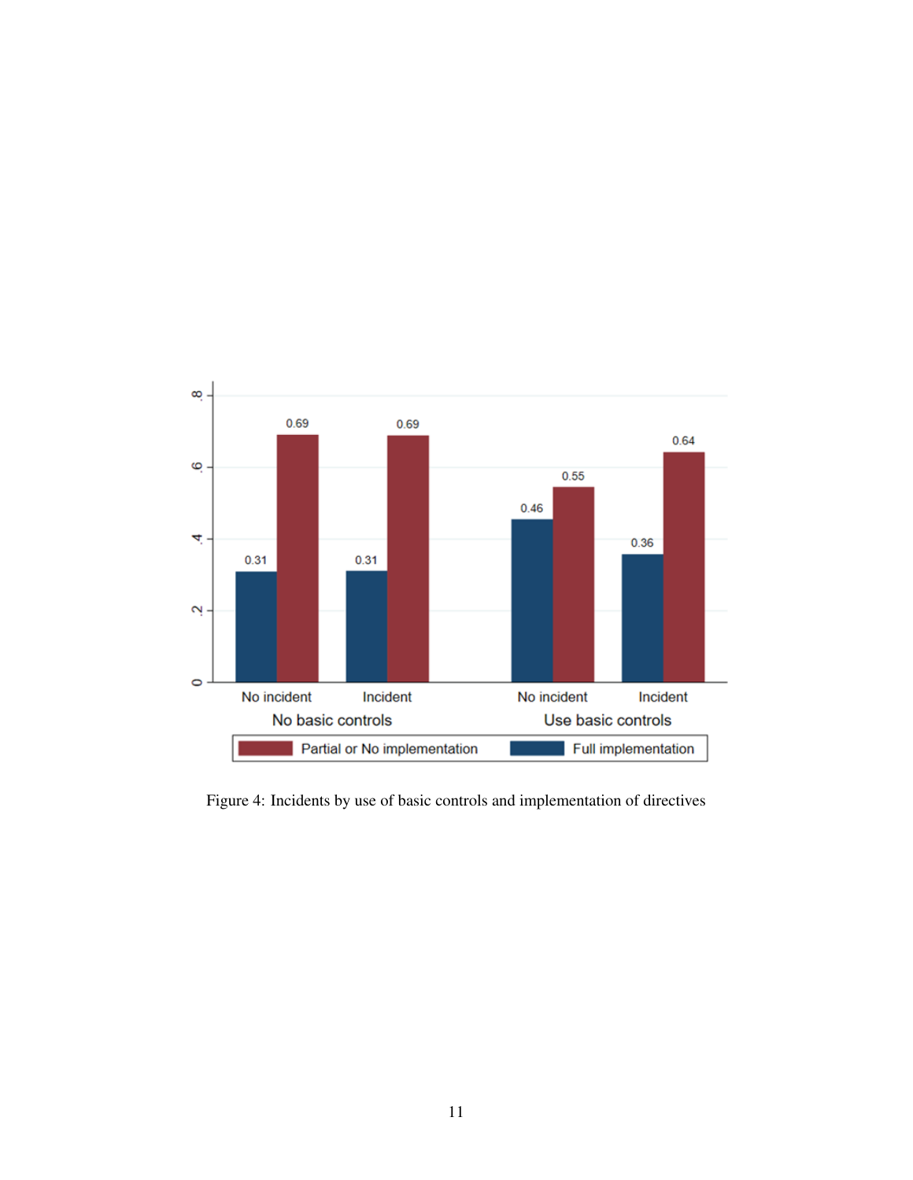Figure 4: Incidents by use of basic controls and implementation of directives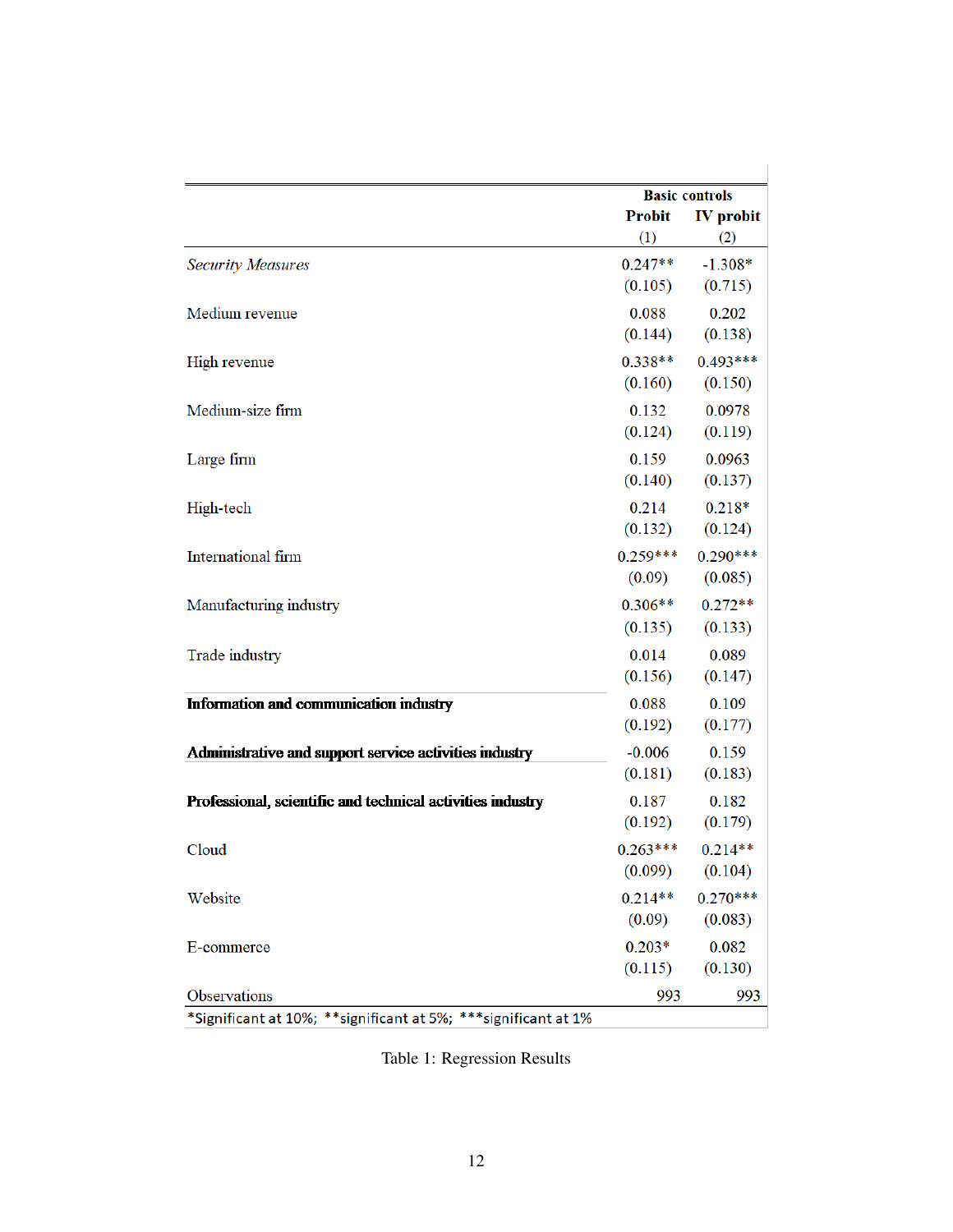| | Basic controls | |
|---|---|---|
| | Probit | IV probit |
| | (1) | (2) |
| *Security Measures* | 0.247** | -1.308* |
| | (0.105) | (0.715) |
| Medium revenue | 0.088 | 0.202 |
| | (0.144) | (0.138) |
| High revenue | 0.338** | 0.493*** |
| | (0.160) | (0.150) |
| Medium-size firm | 0.132 | 0.0978 |
| | (0.124) | (0.119) |
| Large firm | 0.159 | 0.0963 |
| | (0.140) | (0.137) |
| High-tech | 0.214 | 0.218* |
| | (0.132) | (0.124) |
| International firm | 0.259*** | 0.290*** |
| | (0.09) | (0.085) |
| Manufacturing industry | 0.306** | 0.272** |
| | (0.135) | (0.133) |
| Trade industry | 0.014 | 0.089 |
| | (0.156) | (0.147) |
| **Information and communication industry** | 0.088 | 0.109 |
| | (0.192) | (0.177) |
| **Administrative and support service activities industry** | -0.006 | 0.159 |
| | (0.181) | (0.183) |
| **Professional, scientific and technical activities industry** | 0.187 | 0.182 |
| | (0.192) | (0.179) |
| Cloud | 0.263*** | 0.214** |
| | (0.099) | (0.104) |
| Website | 0.214** | 0.270*** |
| | (0.09) | (0.083) |
| E-commerce | 0.203* | 0.082 |
| | (0.115) | (0.130) |
| Observations | 993 | 993 |

*Significant at 10%; **significant at 5%; ***significant at 1%

Table 1: Regression Results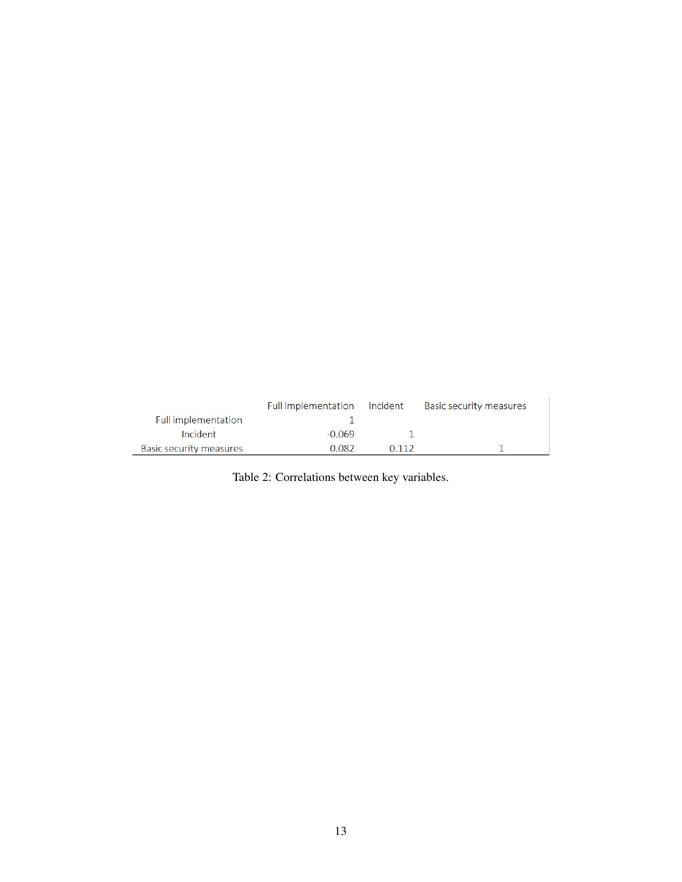| | Full implementation | Incident | Basic security measures |
|---|---|---|---|
| Full implementation | 1 | | |
| Incident | -0.069 | 1 | |
| Basic security measures | 0.082 | 0.112 | 1 |

Table 2: Correlations between key variables.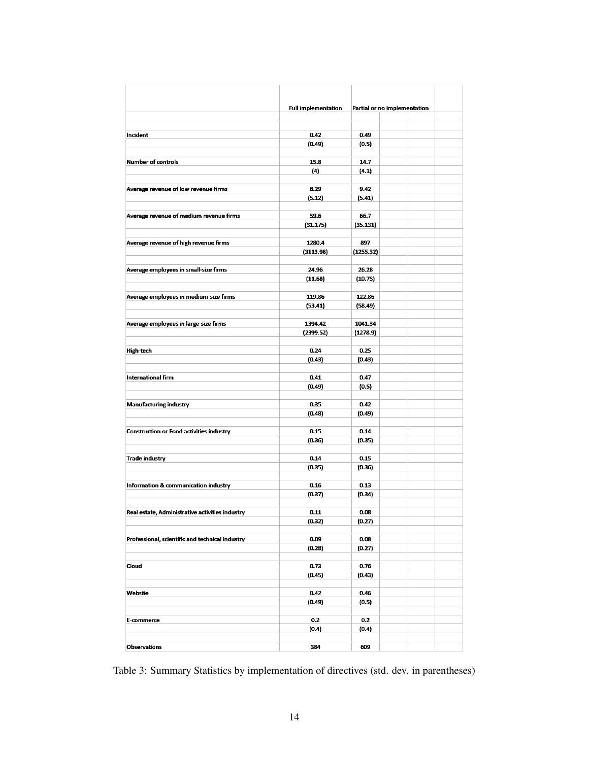| | Full implementation | Partial or no implementation |
|---|---|---|
| Incident | 0.42 | 0.49 |
| | (0.49) | (0.5) |
| Number of controls | 15.8 | 14.7 |
| | (4) | (4.1) |
| Average revenue of low revenue firms | 8.29 | 9.42 |
| | (5.12) | (5.41) |
| Average revenue of medium revenue firms | 59.6 | 66.7 |
| | (31.175) | (35.131) |
| Average revenue of high revenue firms | 1280.4 | 897 |
| | (3113.98) | (1255.32) |
| Average employees in small-size firms | 24.96 | 26.28 |
| | (11.68) | (10.75) |
| Average employees in medium-size firms | 119.86 | 122.86 |
| | (53.41) | (58.49) |
| Average employees in large-size firms | 1394.42 | 1041.34 |
| | (2399.52) | (1278.9) |
| High-tech | 0.24 | 0.25 |
| | (0.43) | (0.43) |
| International firm | 0.41 | 0.47 |
| | (0.49) | (0.5) |
| Manufacturing industry | 0.35 | 0.42 |
| | (0.48) | (0.49) |
| Construction or Food activities industry | 0.15 | 0.14 |
| | (0.36) | (0.35) |
| Trade industry | 0.14 | 0.15 |
| | (0.35) | (0.36) |
| Information & communication industry | 0.16 | 0.13 |
| | (0.37) | (0.34) |
| Real estate, Administrative activities industry | 0.11 | 0.08 |
| | (0.32) | (0.27) |
| Professional, scientific and technical industry | 0.09 | 0.08 |
| | (0.28) | (0.27) |
| Cloud | 0.73 | 0.76 |
| | (0.45) | (0.43) |
| Website | 0.42 | 0.46 |
| | (0.49) | (0.5) |
| E-commerce | 0.2 | 0.2 |
| | (0.4) | (0.4) |
| Observations | 384 | 609 |

Table 3: Summary Statistics by implementation of directives (std. dev. in parentheses)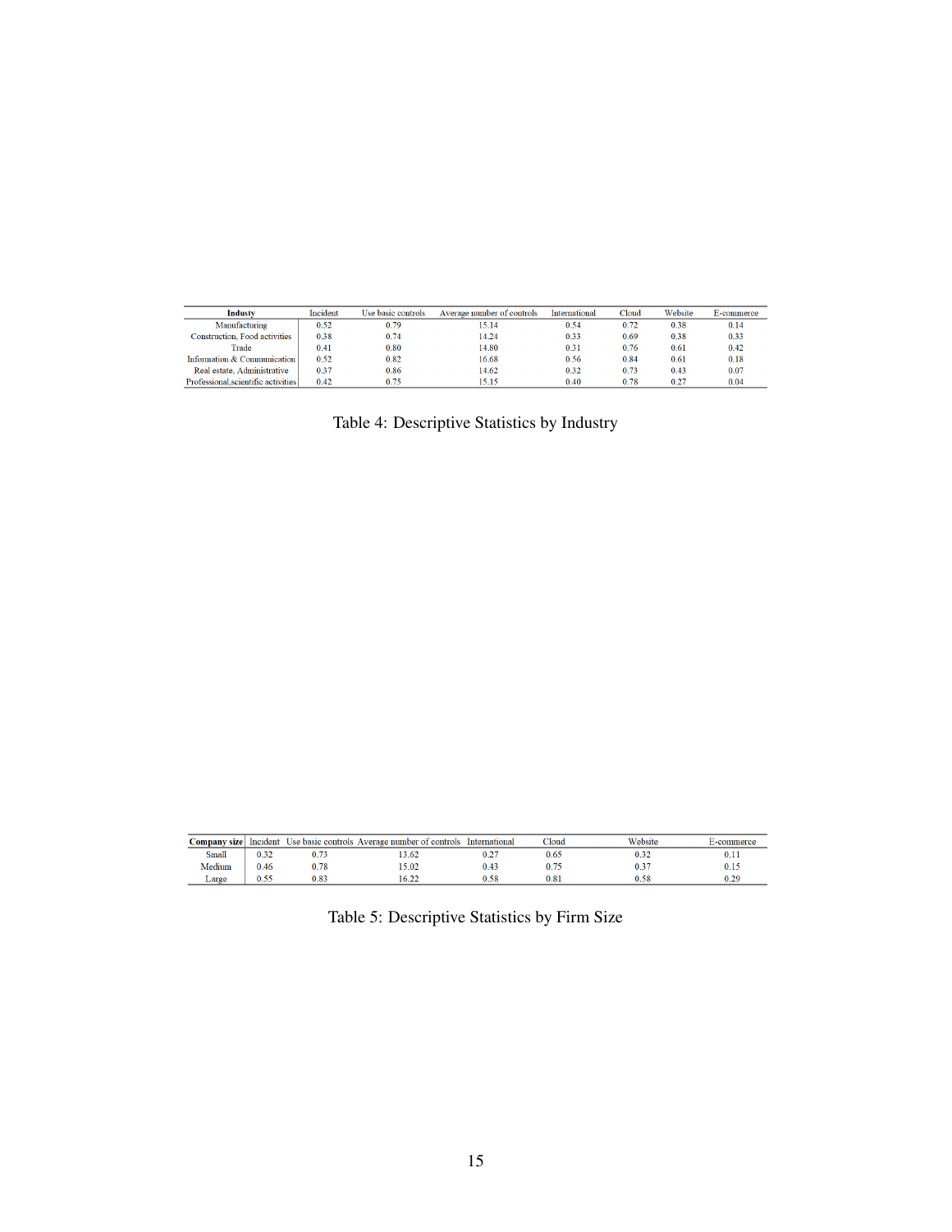| Industy | Incident | Use basic controls | Average number of controls | International | Cloud | Website | E-commerce |
|---|---|---|---|---|---|---|---|
| Manufacturing | 0.52 | 0.79 | 15.14 | 0.54 | 0.72 | 0.38 | 0.14 |
| Construction, Food activities | 0.38 | 0.74 | 14.24 | 0.33 | 0.69 | 0.38 | 0.33 |
| Trade | 0.41 | 0.80 | 14.80 | 0.31 | 0.76 | 0.61 | 0.42 |
| Information & Communication | 0.52 | 0.82 | 16.68 | 0.56 | 0.84 | 0.61 | 0.18 |
| Real estate, Administrative | 0.37 | 0.86 | 14.62 | 0.32 | 0.73 | 0.43 | 0.07 |
| Professional,scientific activities | 0.42 | 0.75 | 15.15 | 0.40 | 0.78 | 0.27 | 0.04 |

Table 4: Descriptive Statistics by Industry

| Company size | Incident | Use basic controls | Average number of controls | International | Cloud | Website | E-commerce |
|---|---|---|---|---|---|---|---|
| Small | 0.32 | 0.73 | 13.62 | 0.27 | 0.65 | 0.32 | 0.11 |
| Medium | 0.46 | 0.78 | 15.02 | 0.43 | 0.75 | 0.37 | 0.15 |
| Large | 0.55 | 0.83 | 16.22 | 0.58 | 0.81 | 0.58 | 0.29 |

Table 5: Descriptive Statistics by Firm Size